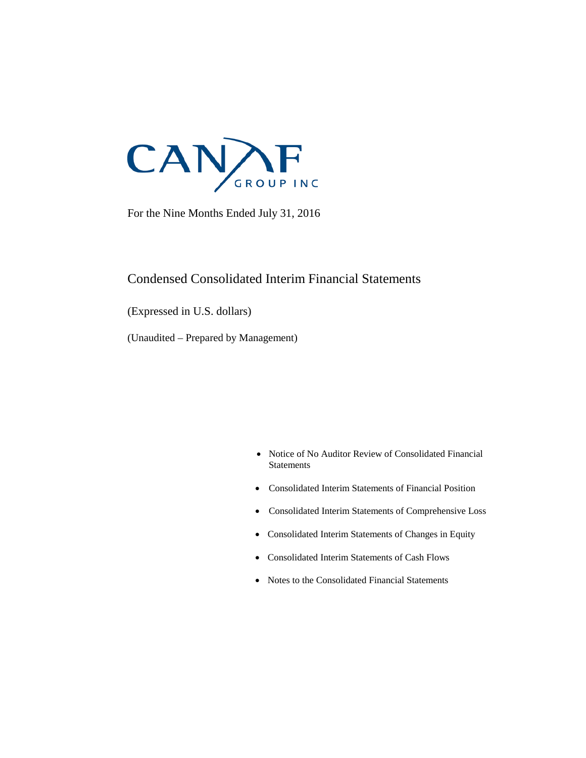CANAF GROUP INC

For the Nine Months Ended July 31, 2016

# Condensed Consolidated Interim Financial Statements

(Expressed in U.S. dollars)

(Unaudited – Prepared by Management)

- Notice of No Auditor Review of Consolidated Financial Statements
- Consolidated Interim Statements of Financial Position
- Consolidated Interim Statements of Comprehensive Loss
- Consolidated Interim Statements of Changes in Equity
- Consolidated Interim Statements of Cash Flows
- Notes to the Consolidated Financial Statements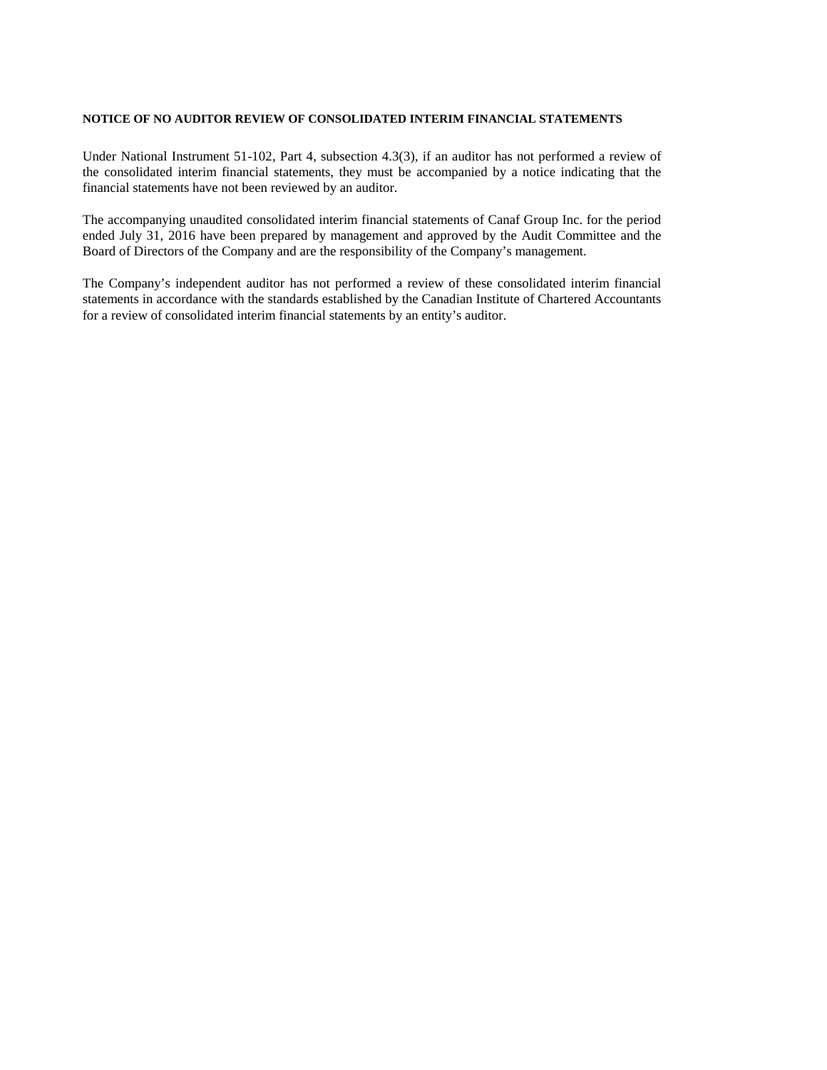**NOTICE OF NO AUDITOR REVIEW OF CONSOLIDATED INTERIM FINANCIAL STATEMENTS**

Under National Instrument 51-102, Part 4, subsection 4.3(3), if an auditor has not performed a review of the consolidated interim financial statements, they must be accompanied by a notice indicating that the financial statements have not been reviewed by an auditor.

The accompanying unaudited consolidated interim financial statements of Canaf Group Inc. for the period ended July 31, 2016 have been prepared by management and approved by the Audit Committee and the Board of Directors of the Company and are the responsibility of the Company's management.

The Company's independent auditor has not performed a review of these consolidated interim financial statements in accordance with the standards established by the Canadian Institute of Chartered Accountants for a review of consolidated interim financial statements by an entity's auditor.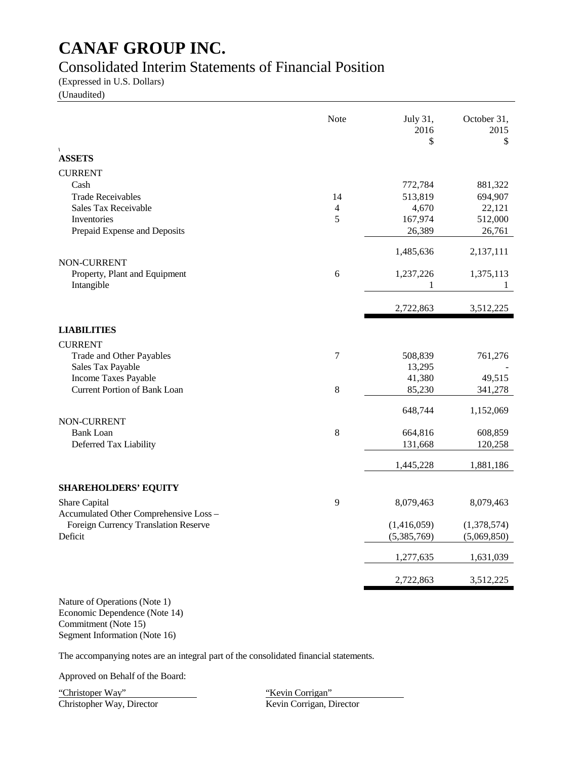# CANAF GROUP INC.

## Consolidated Interim Statements of Financial Position

(Expressed in U.S. Dollars)
(Unaudited)

| | Note | July 31, 2016 $ | October 31, 2015 $ |
|---|---|---|---|
| **ASSETS** | | | |
| CURRENT | | | |
| Cash | | 772,784 | 881,322 |
| Trade Receivables | 14 | 513,819 | 694,907 |
| Sales Tax Receivable | 4 | 4,670 | 22,121 |
| Inventories | 5 | 167,974 | 512,000 |
| Prepaid Expense and Deposits | | 26,389 | 26,761 |
| | | 1,485,636 | 2,137,111 |
| NON-CURRENT | | | |
| Property, Plant and Equipment | 6 | 1,237,226 | 1,375,113 |
| Intangible | | 1 | 1 |
| | | 2,722,863 | 3,512,225 |
| **LIABILITIES** | | | |
| CURRENT | | | |
| Trade and Other Payables | 7 | 508,839 | 761,276 |
| Sales Tax Payable | | 13,295 | - |
| Income Taxes Payable | | 41,380 | 49,515 |
| Current Portion of Bank Loan | 8 | 85,230 | 341,278 |
| | | 648,744 | 1,152,069 |
| NON-CURRENT | | | |
| Bank Loan | 8 | 664,816 | 608,859 |
| Deferred Tax Liability | | 131,668 | 120,258 |
| | | 1,445,228 | 1,881,186 |
| **SHAREHOLDERS' EQUITY** | | | |
| Share Capital | 9 | 8,079,463 | 8,079,463 |
| Accumulated Other Comprehensive Loss – Foreign Currency Translation Reserve | | (1,416,059) | (1,378,574) |
| Deficit | | (5,385,769) | (5,069,850) |
| | | 1,277,635 | 1,631,039 |
| | | 2,722,863 | 3,512,225 |

Nature of Operations (Note 1)
Economic Dependence (Note 14)
Commitment (Note 15)
Segment Information (Note 16)

The accompanying notes are an integral part of the consolidated financial statements.

Approved on Behalf of the Board:

"Christoper Way"
Christopher Way, Director

"Kevin Corrigan"
Kevin Corrigan, Director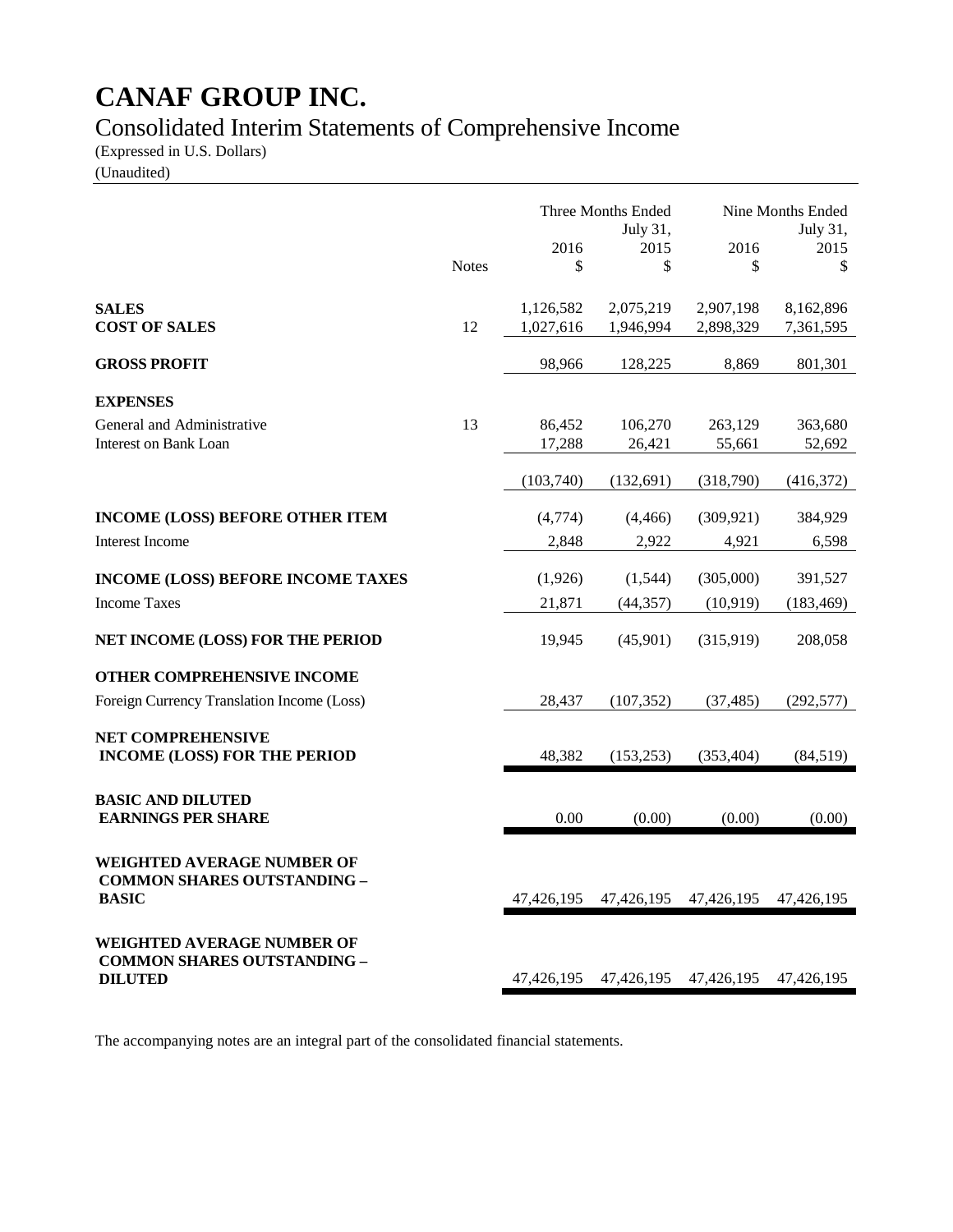# CANAF GROUP INC.

## Consolidated Interim Statements of Comprehensive Income

(Expressed in U.S. Dollars)
(Unaudited)

| | Notes | Three Months Ended July 31, 2016 $ | Three Months Ended July 31, 2015 $ | Nine Months Ended July 31, 2016 $ | Nine Months Ended July 31, 2015 $ |
|---|---|---|---|---|---|
| **SALES** | | 1,126,582 | 2,075,219 | 2,907,198 | 8,162,896 |
| **COST OF SALES** | 12 | 1,027,616 | 1,946,994 | 2,898,329 | 7,361,595 |
| **GROSS PROFIT** | | 98,966 | 128,225 | 8,869 | 801,301 |
| **EXPENSES** | | | | | |
| General and Administrative | 13 | 86,452 | 106,270 | 263,129 | 363,680 |
| Interest on Bank Loan | | 17,288 | 26,421 | 55,661 | 52,692 |
| | | (103,740) | (132,691) | (318,790) | (416,372) |
| **INCOME (LOSS) BEFORE OTHER ITEM** | | (4,774) | (4,466) | (309,921) | 384,929 |
| Interest Income | | 2,848 | 2,922 | 4,921 | 6,598 |
| **INCOME (LOSS) BEFORE INCOME TAXES** | | (1,926) | (1,544) | (305,000) | 391,527 |
| Income Taxes | | 21,871 | (44,357) | (10,919) | (183,469) |
| **NET INCOME (LOSS) FOR THE PERIOD** | | 19,945 | (45,901) | (315,919) | 208,058 |
| **OTHER COMPREHENSIVE INCOME** | | | | | |
| Foreign Currency Translation Income (Loss) | | 28,437 | (107,352) | (37,485) | (292,577) |
| **NET COMPREHENSIVE INCOME (LOSS) FOR THE PERIOD** | | 48,382 | (153,253) | (353,404) | (84,519) |
| **BASIC AND DILUTED EARNINGS PER SHARE** | | 0.00 | (0.00) | (0.00) | (0.00) |
| **WEIGHTED AVERAGE NUMBER OF COMMON SHARES OUTSTANDING – BASIC** | | 47,426,195 | 47,426,195 | 47,426,195 | 47,426,195 |
| **WEIGHTED AVERAGE NUMBER OF COMMON SHARES OUTSTANDING – DILUTED** | | 47,426,195 | 47,426,195 | 47,426,195 | 47,426,195 |

The accompanying notes are an integral part of the consolidated financial statements.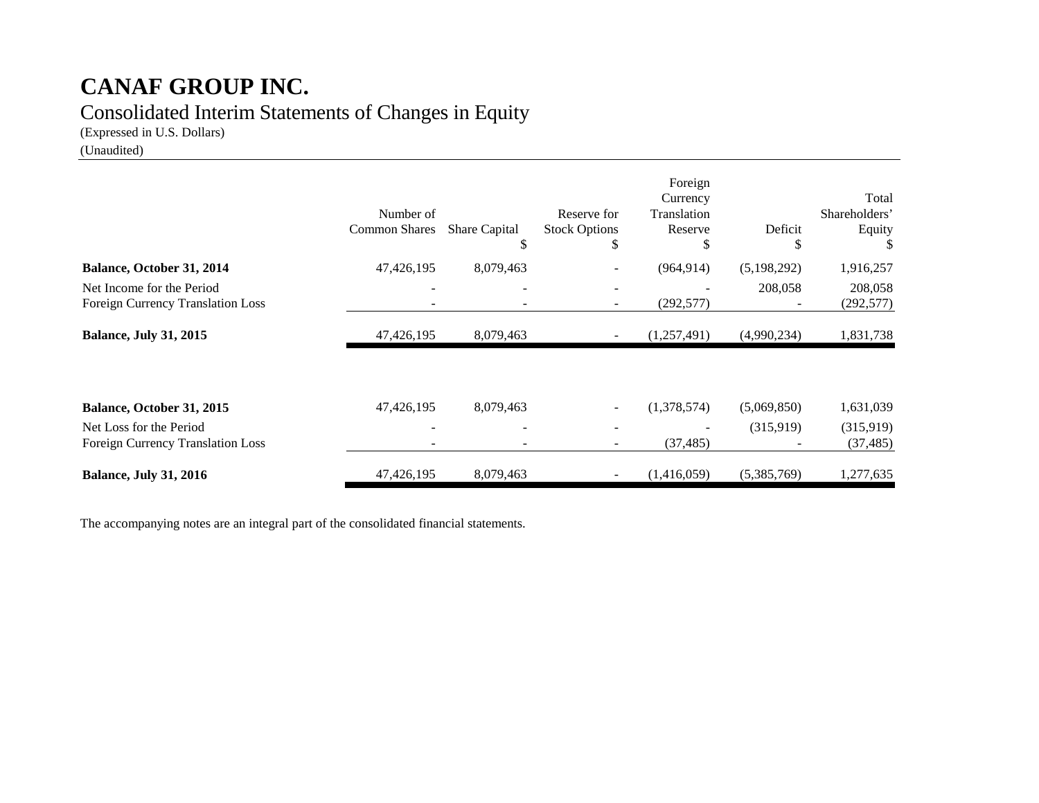# CANAF GROUP INC.

## Consolidated Interim Statements of Changes in Equity

(Expressed in U.S. Dollars)

(Unaudited)

| | Number of Common Shares | Share Capital $ | Reserve for Stock Options $ | Foreign Currency Translation Reserve $ | Deficit $ | Total Shareholders' Equity $ |
|---|---|---|---|---|---|---|
| **Balance, October 31, 2014** | 47,426,195 | 8,079,463 | - | (964,914) | (5,198,292) | 1,916,257 |
| Net Income for the Period | - | - | - | - | 208,058 | 208,058 |
| Foreign Currency Translation Loss | - | - | - | (292,577) | - | (292,577) |
| **Balance, July 31, 2015** | 47,426,195 | 8,079,463 | - | (1,257,491) | (4,990,234) | 1,831,738 |
| | | | | | | |
| **Balance, October 31, 2015** | 47,426,195 | 8,079,463 | - | (1,378,574) | (5,069,850) | 1,631,039 |
| Net Loss for the Period | - | - | - | - | (315,919) | (315,919) |
| Foreign Currency Translation Loss | - | - | - | (37,485) | - | (37,485) |
| **Balance, July 31, 2016** | 47,426,195 | 8,079,463 | - | (1,416,059) | (5,385,769) | 1,277,635 |

The accompanying notes are an integral part of the consolidated financial statements.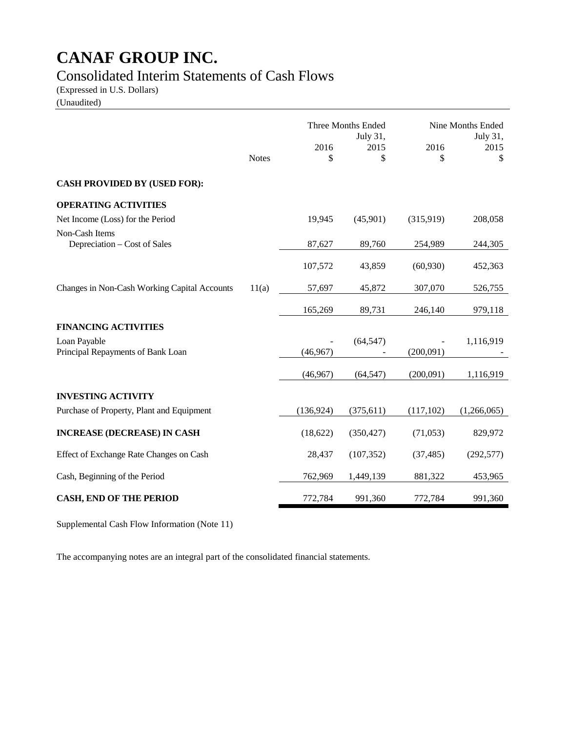# CANAF GROUP INC.

## Consolidated Interim Statements of Cash Flows

(Expressed in U.S. Dollars)
(Unaudited)

| | Notes | Three Months Ended July 31, 2016 $ | Three Months Ended July 31, 2015 $ | Nine Months Ended July 31, 2016 $ | Nine Months Ended July 31, 2015 $ |
|---|---|---|---|---|---|
| **CASH PROVIDED BY (USED FOR):** | | | | | |
| **OPERATING ACTIVITIES** | | | | | |
| Net Income (Loss) for the Period | | 19,945 | (45,901) | (315,919) | 208,058 |
| Non-Cash Items | | | | | |
| Depreciation – Cost of Sales | | 87,627 | 89,760 | 254,989 | 244,305 |
| | | 107,572 | 43,859 | (60,930) | 452,363 |
| Changes in Non-Cash Working Capital Accounts | 11(a) | 57,697 | 45,872 | 307,070 | 526,755 |
| | | 165,269 | 89,731 | 246,140 | 979,118 |
| **FINANCING ACTIVITIES** | | | | | |
| Loan Payable | | - | (64,547) | - | 1,116,919 |
| Principal Repayments of Bank Loan | | (46,967) | - | (200,091) | - |
| | | (46,967) | (64,547) | (200,091) | 1,116,919 |
| **INVESTING ACTIVITY** | | | | | |
| Purchase of Property, Plant and Equipment | | (136,924) | (375,611) | (117,102) | (1,266,065) |
| **INCREASE (DECREASE) IN CASH** | | (18,622) | (350,427) | (71,053) | 829,972 |
| Effect of Exchange Rate Changes on Cash | | 28,437 | (107,352) | (37,485) | (292,577) |
| Cash, Beginning of the Period | | 762,969 | 1,449,139 | 881,322 | 453,965 |
| **CASH, END OF THE PERIOD** | | 772,784 | 991,360 | 772,784 | 991,360 |

Supplemental Cash Flow Information (Note 11)

The accompanying notes are an integral part of the consolidated financial statements.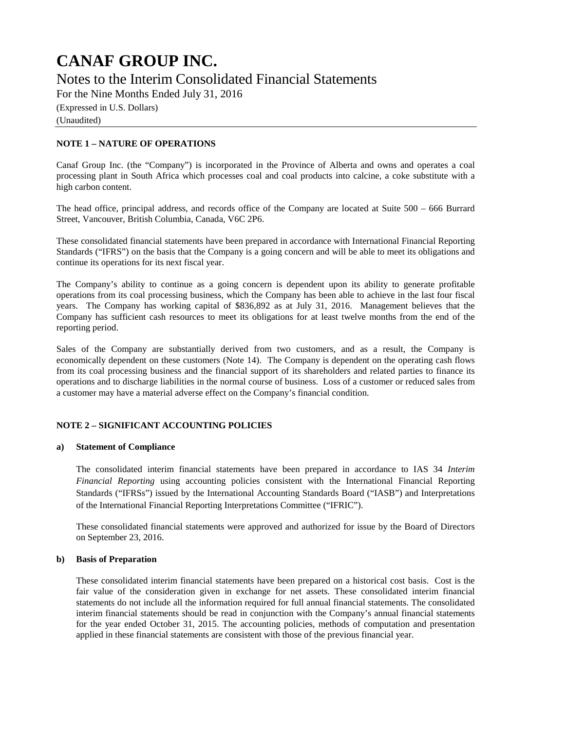# CANAF GROUP INC.

## Notes to the Interim Consolidated Financial Statements

For the Nine Months Ended July 31, 2016

(Expressed in U.S. Dollars)

(Unaudited)

### NOTE 1 – NATURE OF OPERATIONS

Canaf Group Inc. (the "Company") is incorporated in the Province of Alberta and owns and operates a coal processing plant in South Africa which processes coal and coal products into calcine, a coke substitute with a high carbon content.

The head office, principal address, and records office of the Company are located at Suite 500 – 666 Burrard Street, Vancouver, British Columbia, Canada, V6C 2P6.

These consolidated financial statements have been prepared in accordance with International Financial Reporting Standards ("IFRS") on the basis that the Company is a going concern and will be able to meet its obligations and continue its operations for its next fiscal year.

The Company's ability to continue as a going concern is dependent upon its ability to generate profitable operations from its coal processing business, which the Company has been able to achieve in the last four fiscal years. The Company has working capital of $836,892 as at July 31, 2016. Management believes that the Company has sufficient cash resources to meet its obligations for at least twelve months from the end of the reporting period.

Sales of the Company are substantially derived from two customers, and as a result, the Company is economically dependent on these customers (Note 14). The Company is dependent on the operating cash flows from its coal processing business and the financial support of its shareholders and related parties to finance its operations and to discharge liabilities in the normal course of business. Loss of a customer or reduced sales from a customer may have a material adverse effect on the Company's financial condition.

### NOTE 2 – SIGNIFICANT ACCOUNTING POLICIES

**a) Statement of Compliance**

The consolidated interim financial statements have been prepared in accordance to IAS 34 *Interim Financial Reporting* using accounting policies consistent with the International Financial Reporting Standards ("IFRSs") issued by the International Accounting Standards Board ("IASB") and Interpretations of the International Financial Reporting Interpretations Committee ("IFRIC").

These consolidated financial statements were approved and authorized for issue by the Board of Directors on September 23, 2016.

**b) Basis of Preparation**

These consolidated interim financial statements have been prepared on a historical cost basis. Cost is the fair value of the consideration given in exchange for net assets. These consolidated interim financial statements do not include all the information required for full annual financial statements. The consolidated interim financial statements should be read in conjunction with the Company's annual financial statements for the year ended October 31, 2015. The accounting policies, methods of computation and presentation applied in these financial statements are consistent with those of the previous financial year.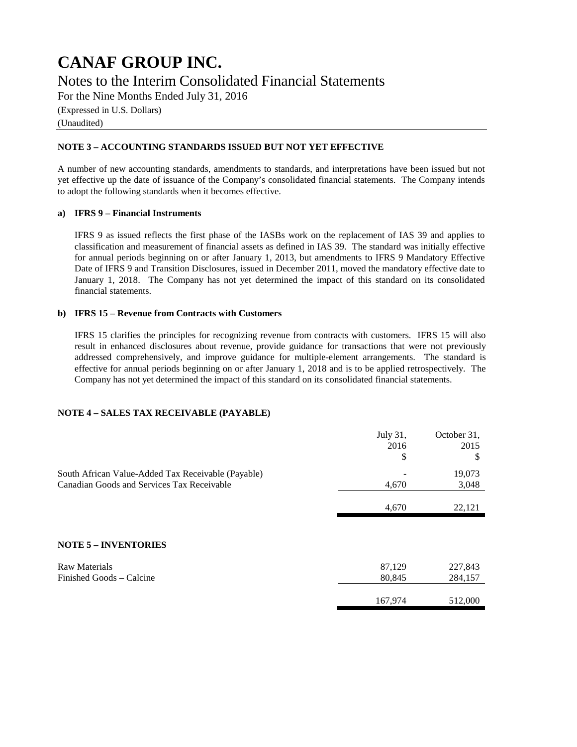# CANAF GROUP INC.

Notes to the Interim Consolidated Financial Statements

For the Nine Months Ended July 31, 2016

(Expressed in U.S. Dollars)

(Unaudited)

## NOTE 3 – ACCOUNTING STANDARDS ISSUED BUT NOT YET EFFECTIVE

A number of new accounting standards, amendments to standards, and interpretations have been issued but not yet effective up the date of issuance of the Company's consolidated financial statements. The Company intends to adopt the following standards when it becomes effective.

### a) IFRS 9 – Financial Instruments

IFRS 9 as issued reflects the first phase of the IASBs work on the replacement of IAS 39 and applies to classification and measurement of financial assets as defined in IAS 39. The standard was initially effective for annual periods beginning on or after January 1, 2013, but amendments to IFRS 9 Mandatory Effective Date of IFRS 9 and Transition Disclosures, issued in December 2011, moved the mandatory effective date to January 1, 2018. The Company has not yet determined the impact of this standard on its consolidated financial statements.

### b) IFRS 15 – Revenue from Contracts with Customers

IFRS 15 clarifies the principles for recognizing revenue from contracts with customers. IFRS 15 will also result in enhanced disclosures about revenue, provide guidance for transactions that were not previously addressed comprehensively, and improve guidance for multiple-element arrangements. The standard is effective for annual periods beginning on or after January 1, 2018 and is to be applied retrospectively. The Company has not yet determined the impact of this standard on its consolidated financial statements.

## NOTE 4 – SALES TAX RECEIVABLE (PAYABLE)

| | July 31, 2016 $ | October 31, 2015 $ |
|---|---|---|
| South African Value-Added Tax Receivable (Payable) | - | 19,073 |
| Canadian Goods and Services Tax Receivable | 4,670 | 3,048 |
| | 4,670 | 22,121 |

## NOTE 5 – INVENTORIES

| | July 31, 2016 $ | October 31, 2015 $ |
|---|---|---|
| Raw Materials | 87,129 | 227,843 |
| Finished Goods – Calcine | 80,845 | 284,157 |
| | 167,974 | 512,000 |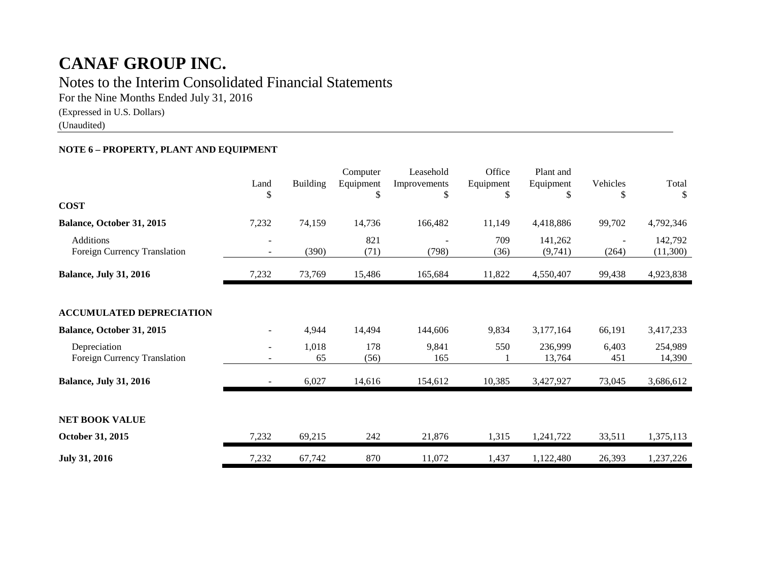# CANAF GROUP INC.

## Notes to the Interim Consolidated Financial Statements

For the Nine Months Ended July 31, 2016

(Expressed in U.S. Dollars)

(Unaudited)

### NOTE 6 – PROPERTY, PLANT AND EQUIPMENT

| | Land $ | Building | Computer Equipment $ | Leasehold Improvements $ | Office Equipment $ | Plant and Equipment $ | Vehicles $ | Total $ |
|---|---|---|---|---|---|---|---|---|
| **COST** | | | | | | | | |
| **Balance, October 31, 2015** | 7,232 | 74,159 | 14,736 | 166,482 | 11,149 | 4,418,886 | 99,702 | 4,792,346 |
| Additions | - | | 821 | - | 709 | 141,262 | - | 142,792 |
| Foreign Currency Translation | - | (390) | (71) | (798) | (36) | (9,741) | (264) | (11,300) |
| **Balance, July 31, 2016** | 7,232 | 73,769 | 15,486 | 165,684 | 11,822 | 4,550,407 | 99,438 | 4,923,838 |
| **ACCUMULATED DEPRECIATION** | | | | | | | | |
| **Balance, October 31, 2015** | - | 4,944 | 14,494 | 144,606 | 9,834 | 3,177,164 | 66,191 | 3,417,233 |
| Depreciation | - | 1,018 | 178 | 9,841 | 550 | 236,999 | 6,403 | 254,989 |
| Foreign Currency Translation | - | 65 | (56) | 165 | 1 | 13,764 | 451 | 14,390 |
| **Balance, July 31, 2016** | - | 6,027 | 14,616 | 154,612 | 10,385 | 3,427,927 | 73,045 | 3,686,612 |
| **NET BOOK VALUE** | | | | | | | | |
| **October 31, 2015** | 7,232 | 69,215 | 242 | 21,876 | 1,315 | 1,241,722 | 33,511 | 1,375,113 |
| **July 31, 2016** | 7,232 | 67,742 | 870 | 11,072 | 1,437 | 1,122,480 | 26,393 | 1,237,226 |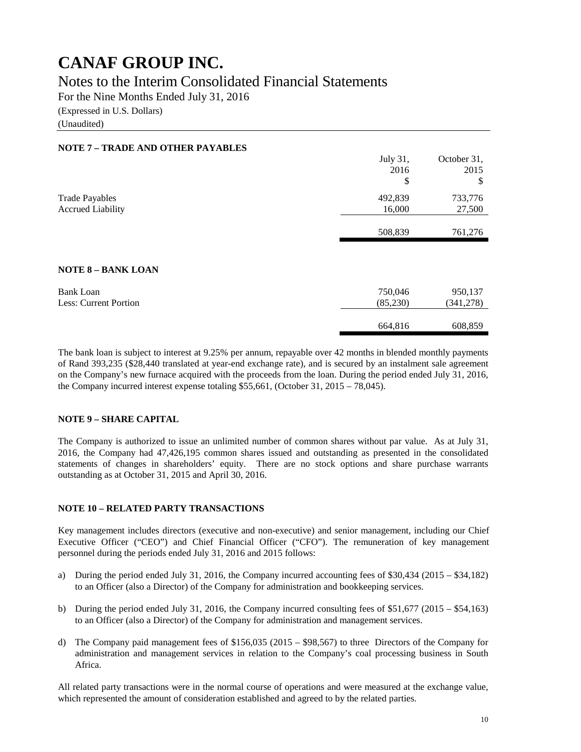# CANAF GROUP INC.

## Notes to the Interim Consolidated Financial Statements

For the Nine Months Ended July 31, 2016

(Expressed in U.S. Dollars)

(Unaudited)

### NOTE 7 – TRADE AND OTHER PAYABLES

| | July 31, 2016 $ | October 31, 2015 $ |
|---|---|---|
| Trade Payables | 492,839 | 733,776 |
| Accrued Liability | 16,000 | 27,500 |
| | 508,839 | 761,276 |

### NOTE 8 – BANK LOAN

| | | |
|---|---|---|
| Bank Loan | 750,046 | 950,137 |
| Less: Current Portion | (85,230) | (341,278) |
| | 664,816 | 608,859 |

The bank loan is subject to interest at 9.25% per annum, repayable over 42 months in blended monthly payments of Rand 393,235 ($28,440 translated at year-end exchange rate), and is secured by an instalment sale agreement on the Company's new furnace acquired with the proceeds from the loan. During the period ended July 31, 2016, the Company incurred interest expense totaling $55,661, (October 31, 2015 – 78,045).

### NOTE 9 – SHARE CAPITAL

The Company is authorized to issue an unlimited number of common shares without par value. As at July 31, 2016, the Company had 47,426,195 common shares issued and outstanding as presented in the consolidated statements of changes in shareholders' equity. There are no stock options and share purchase warrants outstanding as at October 31, 2015 and April 30, 2016.

### NOTE 10 – RELATED PARTY TRANSACTIONS

Key management includes directors (executive and non-executive) and senior management, including our Chief Executive Officer ("CEO") and Chief Financial Officer ("CFO"). The remuneration of key management personnel during the periods ended July 31, 2016 and 2015 follows:

a) During the period ended July 31, 2016, the Company incurred accounting fees of $30,434 (2015 – $34,182) to an Officer (also a Director) of the Company for administration and bookkeeping services.

b) During the period ended July 31, 2016, the Company incurred consulting fees of $51,677 (2015 – $54,163) to an Officer (also a Director) of the Company for administration and management services.

d) The Company paid management fees of $156,035 (2015 – $98,567) to three Directors of the Company for administration and management services in relation to the Company's coal processing business in South Africa.

All related party transactions were in the normal course of operations and were measured at the exchange value, which represented the amount of consideration established and agreed to by the related parties.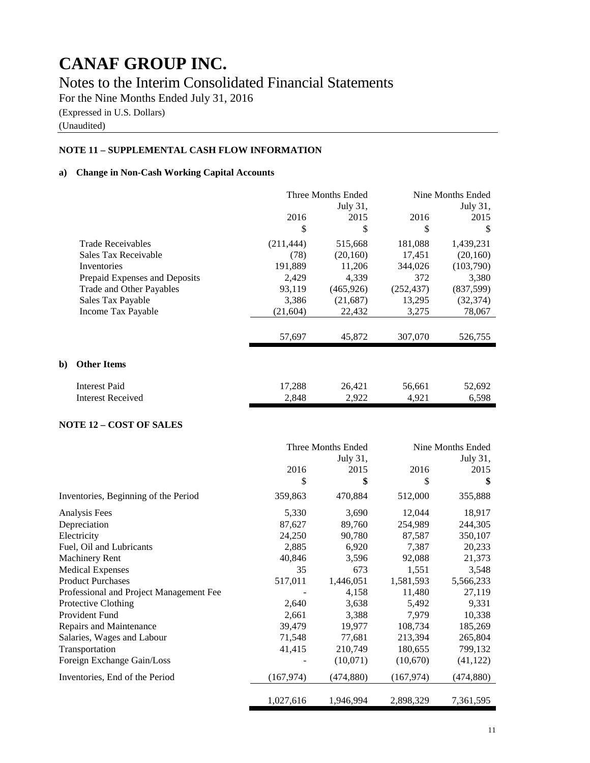# CANAF GROUP INC.

## Notes to the Interim Consolidated Financial Statements

For the Nine Months Ended July 31, 2016

(Expressed in U.S. Dollars)

(Unaudited)

### NOTE 11 – SUPPLEMENTAL CASH FLOW INFORMATION

**a) Change in Non-Cash Working Capital Accounts**

| | Three Months Ended | July 31, | Nine Months Ended | July 31, |
|---|---|---|---|---|
| | 2016 | 2015 | 2016 | 2015 |
| | $ | $ | $ | $ |
| Trade Receivables | (211,444) | 515,668 | 181,088 | 1,439,231 |
| Sales Tax Receivable | (78) | (20,160) | 17,451 | (20,160) |
| Inventories | 191,889 | 11,206 | 344,026 | (103,790) |
| Prepaid Expenses and Deposits | 2,429 | 4,339 | 372 | 3,380 |
| Trade and Other Payables | 93,119 | (465,926) | (252,437) | (837,599) |
| Sales Tax Payable | 3,386 | (21,687) | 13,295 | (32,374) |
| Income Tax Payable | (21,604) | 22,432 | 3,275 | 78,067 |
| | 57,697 | 45,872 | 307,070 | 526,755 |

**b) Other Items**

| | Three Months Ended | July 31, | Nine Months Ended | July 31, |
|---|---|---|---|---|
| | 2016 | 2015 | 2016 | 2015 |
| Interest Paid | 17,288 | 26,421 | 56,661 | 52,692 |
| Interest Received | 2,848 | 2,922 | 4,921 | 6,598 |

### NOTE 12 – COST OF SALES

| | Three Months Ended | July 31, | Nine Months Ended | July 31, |
|---|---|---|---|---|
| | 2016 | 2015 | 2016 | 2015 |
| | $ | **$** | $ | **$** |
| Inventories, Beginning of the Period | 359,863 | 470,884 | 512,000 | 355,888 |
| Analysis Fees | 5,330 | 3,690 | 12,044 | 18,917 |
| Depreciation | 87,627 | 89,760 | 254,989 | 244,305 |
| Electricity | 24,250 | 90,780 | 87,587 | 350,107 |
| Fuel, Oil and Lubricants | 2,885 | 6,920 | 7,387 | 20,233 |
| Machinery Rent | 40,846 | 3,596 | 92,088 | 21,373 |
| Medical Expenses | 35 | 673 | 1,551 | 3,548 |
| Product Purchases | 517,011 | 1,446,051 | 1,581,593 | 5,566,233 |
| Professional and Project Management Fee | - | 4,158 | 11,480 | 27,119 |
| Protective Clothing | 2,640 | 3,638 | 5,492 | 9,331 |
| Provident Fund | 2,661 | 3,388 | 7,979 | 10,338 |
| Repairs and Maintenance | 39,479 | 19,977 | 108,734 | 185,269 |
| Salaries, Wages and Labour | 71,548 | 77,681 | 213,394 | 265,804 |
| Transportation | 41,415 | 210,749 | 180,655 | 799,132 |
| Foreign Exchange Gain/Loss | - | (10,071) | (10,670) | (41,122) |
| Inventories, End of the Period | (167,974) | (474,880) | (167,974) | (474,880) |
| | 1,027,616 | 1,946,994 | 2,898,329 | 7,361,595 |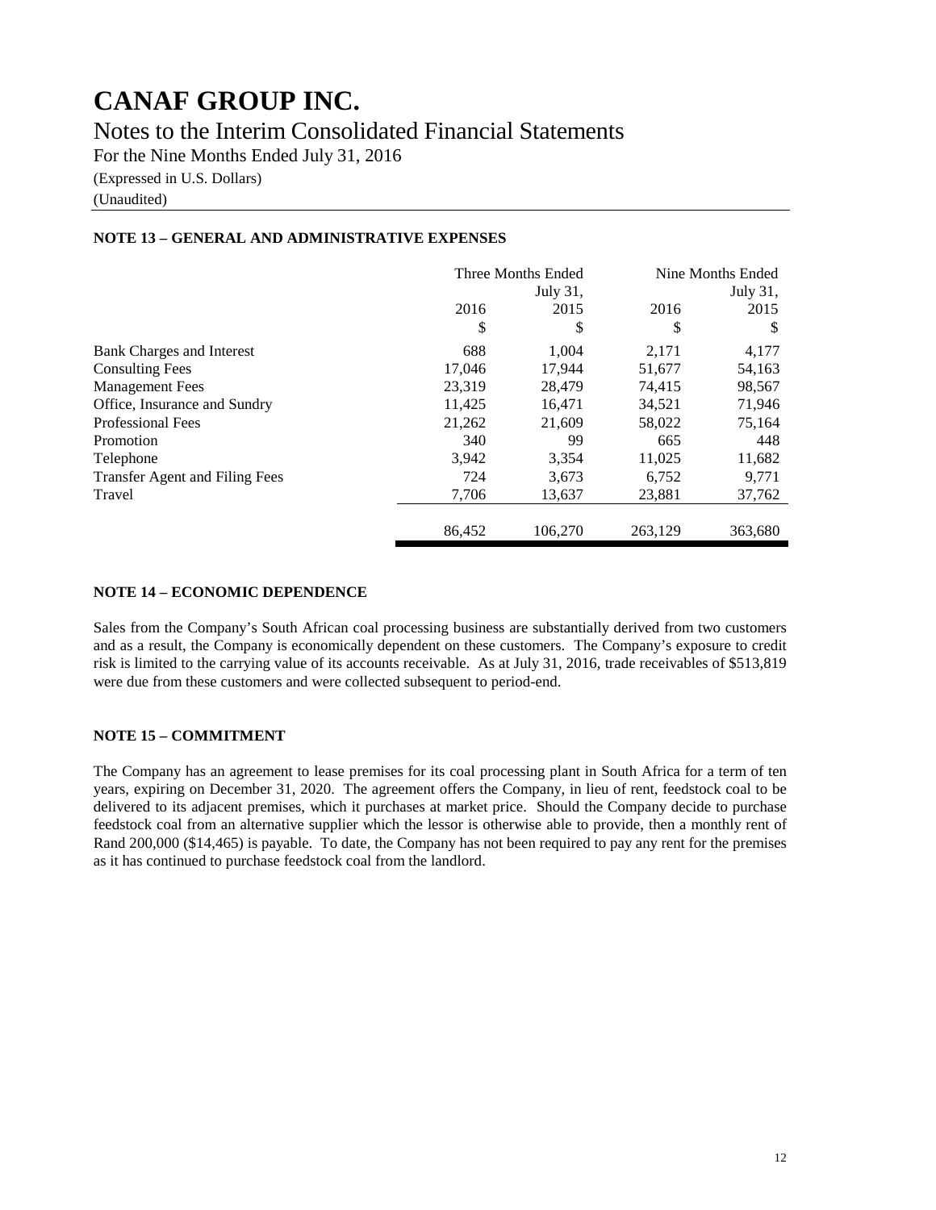# CANAF GROUP INC.

## Notes to the Interim Consolidated Financial Statements

For the Nine Months Ended July 31, 2016

(Expressed in U.S. Dollars)

(Unaudited)

### NOTE 13 – GENERAL AND ADMINISTRATIVE EXPENSES

| | Three Months Ended July 31, | | Nine Months Ended July 31, | |
|---|---|---|---|---|
| | 2016 | 2015 | 2016 | 2015 |
| | $ | $ | $ | $ |
| Bank Charges and Interest | 688 | 1,004 | 2,171 | 4,177 |
| Consulting Fees | 17,046 | 17,944 | 51,677 | 54,163 |
| Management Fees | 23,319 | 28,479 | 74,415 | 98,567 |
| Office, Insurance and Sundry | 11,425 | 16,471 | 34,521 | 71,946 |
| Professional Fees | 21,262 | 21,609 | 58,022 | 75,164 |
| Promotion | 340 | 99 | 665 | 448 |
| Telephone | 3,942 | 3,354 | 11,025 | 11,682 |
| Transfer Agent and Filing Fees | 724 | 3,673 | 6,752 | 9,771 |
| Travel | 7,706 | 13,637 | 23,881 | 37,762 |
| | 86,452 | 106,270 | 263,129 | 363,680 |

### NOTE 14 – ECONOMIC DEPENDENCE

Sales from the Company's South African coal processing business are substantially derived from two customers and as a result, the Company is economically dependent on these customers. The Company's exposure to credit risk is limited to the carrying value of its accounts receivable. As at July 31, 2016, trade receivables of $513,819 were due from these customers and were collected subsequent to period-end.

### NOTE 15 – COMMITMENT

The Company has an agreement to lease premises for its coal processing plant in South Africa for a term of ten years, expiring on December 31, 2020. The agreement offers the Company, in lieu of rent, feedstock coal to be delivered to its adjacent premises, which it purchases at market price. Should the Company decide to purchase feedstock coal from an alternative supplier which the lessor is otherwise able to provide, then a monthly rent of Rand 200,000 ($14,465) is payable. To date, the Company has not been required to pay any rent for the premises as it has continued to purchase feedstock coal from the landlord.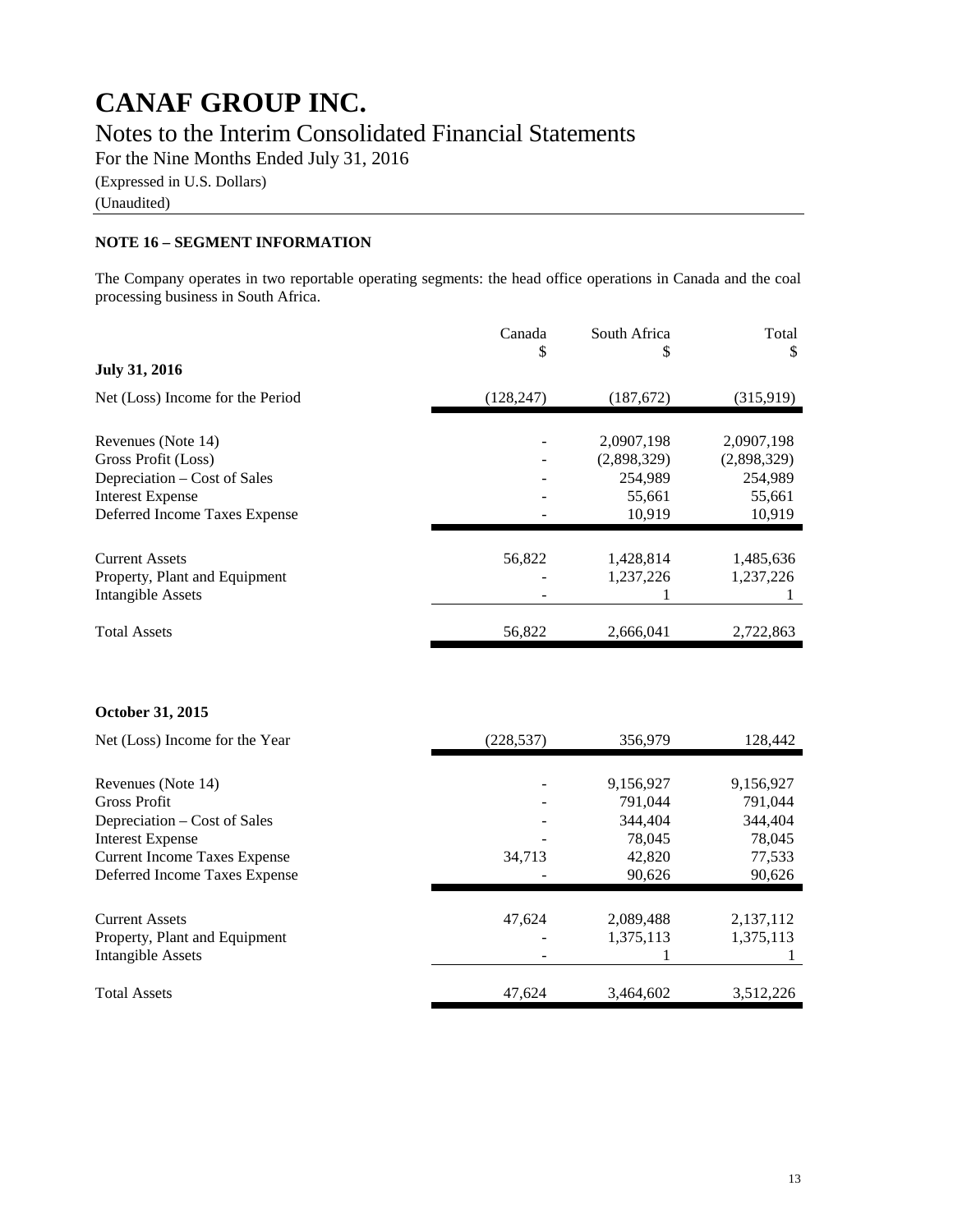# CANAF GROUP INC.

## Notes to the Interim Consolidated Financial Statements

For the Nine Months Ended July 31, 2016

(Expressed in U.S. Dollars)

(Unaudited)

### NOTE 16 – SEGMENT INFORMATION

The Company operates in two reportable operating segments: the head office operations in Canada and the coal processing business in South Africa.

| | Canada<br>$ | South Africa<br>$ | Total<br>$ |
|---|---|---|---|
| **July 31, 2016** | | | |
| Net (Loss) Income for the Period | (128,247) | (187,672) | (315,919) |
| Revenues (Note 14) | - | 2,0907,198 | 2,0907,198 |
| Gross Profit (Loss) | - | (2,898,329) | (2,898,329) |
| Depreciation – Cost of Sales | - | 254,989 | 254,989 |
| Interest Expense | - | 55,661 | 55,661 |
| Deferred Income Taxes Expense | - | 10,919 | 10,919 |
| Current Assets | 56,822 | 1,428,814 | 1,485,636 |
| Property, Plant and Equipment | - | 1,237,226 | 1,237,226 |
| Intangible Assets | - | 1 | 1 |
| Total Assets | 56,822 | 2,666,041 | 2,722,863 |

| | Canada<br>$ | South Africa<br>$ | Total<br>$ |
|---|---|---|---|
| **October 31, 2015** | | | |
| Net (Loss) Income for the Year | (228,537) | 356,979 | 128,442 |
| Revenues (Note 14) | - | 9,156,927 | 9,156,927 |
| Gross Profit | - | 791,044 | 791,044 |
| Depreciation – Cost of Sales | - | 344,404 | 344,404 |
| Interest Expense | - | 78,045 | 78,045 |
| Current Income Taxes Expense | 34,713 | 42,820 | 77,533 |
| Deferred Income Taxes Expense | - | 90,626 | 90,626 |
| Current Assets | 47,624 | 2,089,488 | 2,137,112 |
| Property, Plant and Equipment | - | 1,375,113 | 1,375,113 |
| Intangible Assets | - | 1 | 1 |
| Total Assets | 47,624 | 3,464,602 | 3,512,226 |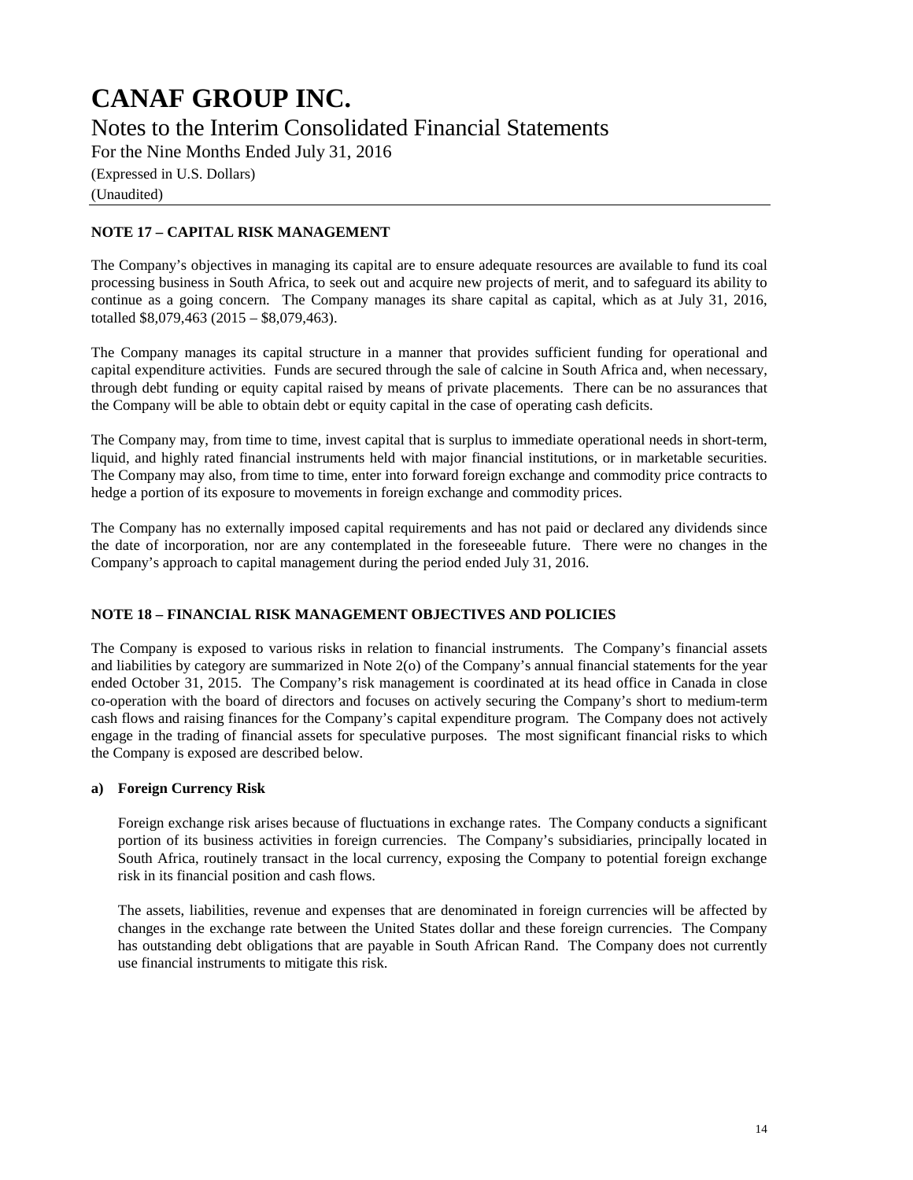# CANAF GROUP INC.

Notes to the Interim Consolidated Financial Statements

For the Nine Months Ended July 31, 2016

(Expressed in U.S. Dollars)

(Unaudited)

## NOTE 17 – CAPITAL RISK MANAGEMENT

The Company's objectives in managing its capital are to ensure adequate resources are available to fund its coal processing business in South Africa, to seek out and acquire new projects of merit, and to safeguard its ability to continue as a going concern. The Company manages its share capital as capital, which as at July 31, 2016, totalled $8,079,463 (2015 – $8,079,463).

The Company manages its capital structure in a manner that provides sufficient funding for operational and capital expenditure activities. Funds are secured through the sale of calcine in South Africa and, when necessary, through debt funding or equity capital raised by means of private placements. There can be no assurances that the Company will be able to obtain debt or equity capital in the case of operating cash deficits.

The Company may, from time to time, invest capital that is surplus to immediate operational needs in short-term, liquid, and highly rated financial instruments held with major financial institutions, or in marketable securities. The Company may also, from time to time, enter into forward foreign exchange and commodity price contracts to hedge a portion of its exposure to movements in foreign exchange and commodity prices.

The Company has no externally imposed capital requirements and has not paid or declared any dividends since the date of incorporation, nor are any contemplated in the foreseeable future. There were no changes in the Company's approach to capital management during the period ended July 31, 2016.

## NOTE 18 – FINANCIAL RISK MANAGEMENT OBJECTIVES AND POLICIES

The Company is exposed to various risks in relation to financial instruments. The Company's financial assets and liabilities by category are summarized in Note 2(o) of the Company's annual financial statements for the year ended October 31, 2015. The Company's risk management is coordinated at its head office in Canada in close co-operation with the board of directors and focuses on actively securing the Company's short to medium-term cash flows and raising finances for the Company's capital expenditure program. The Company does not actively engage in the trading of financial assets for speculative purposes. The most significant financial risks to which the Company is exposed are described below.

### a) Foreign Currency Risk

Foreign exchange risk arises because of fluctuations in exchange rates. The Company conducts a significant portion of its business activities in foreign currencies. The Company's subsidiaries, principally located in South Africa, routinely transact in the local currency, exposing the Company to potential foreign exchange risk in its financial position and cash flows.

The assets, liabilities, revenue and expenses that are denominated in foreign currencies will be affected by changes in the exchange rate between the United States dollar and these foreign currencies. The Company has outstanding debt obligations that are payable in South African Rand. The Company does not currently use financial instruments to mitigate this risk.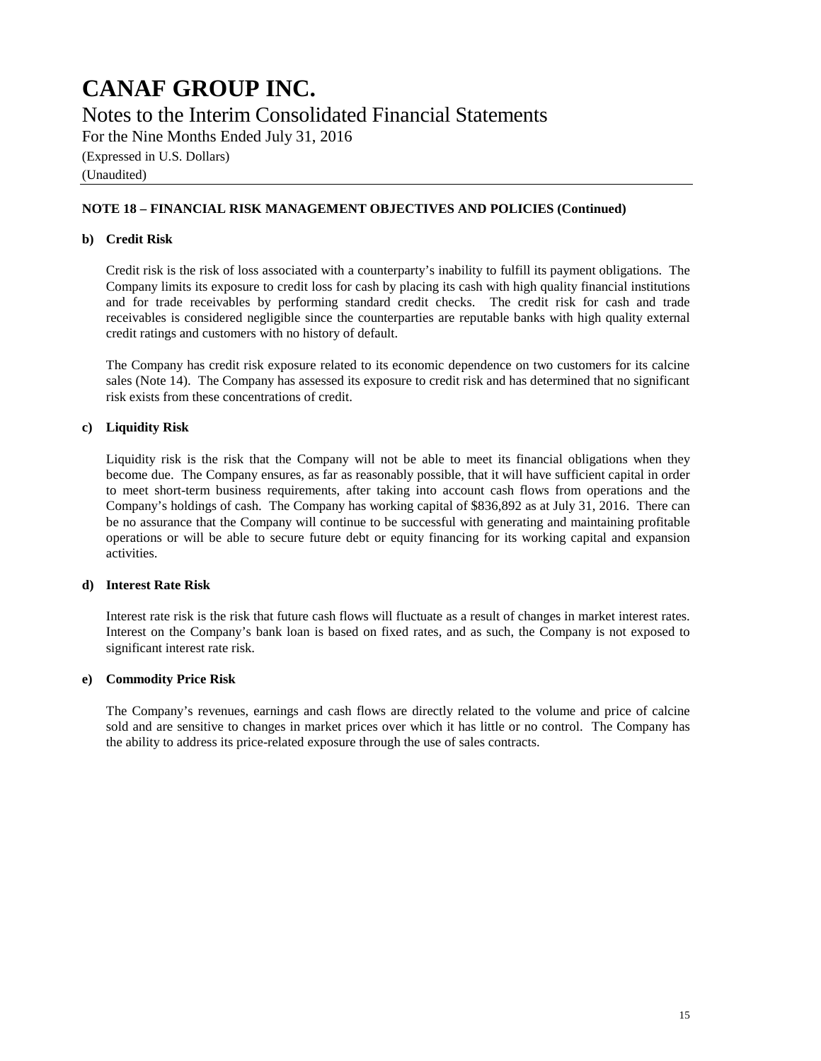# CANAF GROUP INC.

Notes to the Interim Consolidated Financial Statements

For the Nine Months Ended July 31, 2016

(Expressed in U.S. Dollars)

(Unaudited)

### NOTE 18 – FINANCIAL RISK MANAGEMENT OBJECTIVES AND POLICIES (Continued)

**b) Credit Risk**

Credit risk is the risk of loss associated with a counterparty's inability to fulfill its payment obligations. The Company limits its exposure to credit loss for cash by placing its cash with high quality financial institutions and for trade receivables by performing standard credit checks. The credit risk for cash and trade receivables is considered negligible since the counterparties are reputable banks with high quality external credit ratings and customers with no history of default.

The Company has credit risk exposure related to its economic dependence on two customers for its calcine sales (Note 14). The Company has assessed its exposure to credit risk and has determined that no significant risk exists from these concentrations of credit.

**c) Liquidity Risk**

Liquidity risk is the risk that the Company will not be able to meet its financial obligations when they become due. The Company ensures, as far as reasonably possible, that it will have sufficient capital in order to meet short-term business requirements, after taking into account cash flows from operations and the Company's holdings of cash. The Company has working capital of $836,892 as at July 31, 2016. There can be no assurance that the Company will continue to be successful with generating and maintaining profitable operations or will be able to secure future debt or equity financing for its working capital and expansion activities.

**d) Interest Rate Risk**

Interest rate risk is the risk that future cash flows will fluctuate as a result of changes in market interest rates. Interest on the Company's bank loan is based on fixed rates, and as such, the Company is not exposed to significant interest rate risk.

**e) Commodity Price Risk**

The Company's revenues, earnings and cash flows are directly related to the volume and price of calcine sold and are sensitive to changes in market prices over which it has little or no control. The Company has the ability to address its price-related exposure through the use of sales contracts.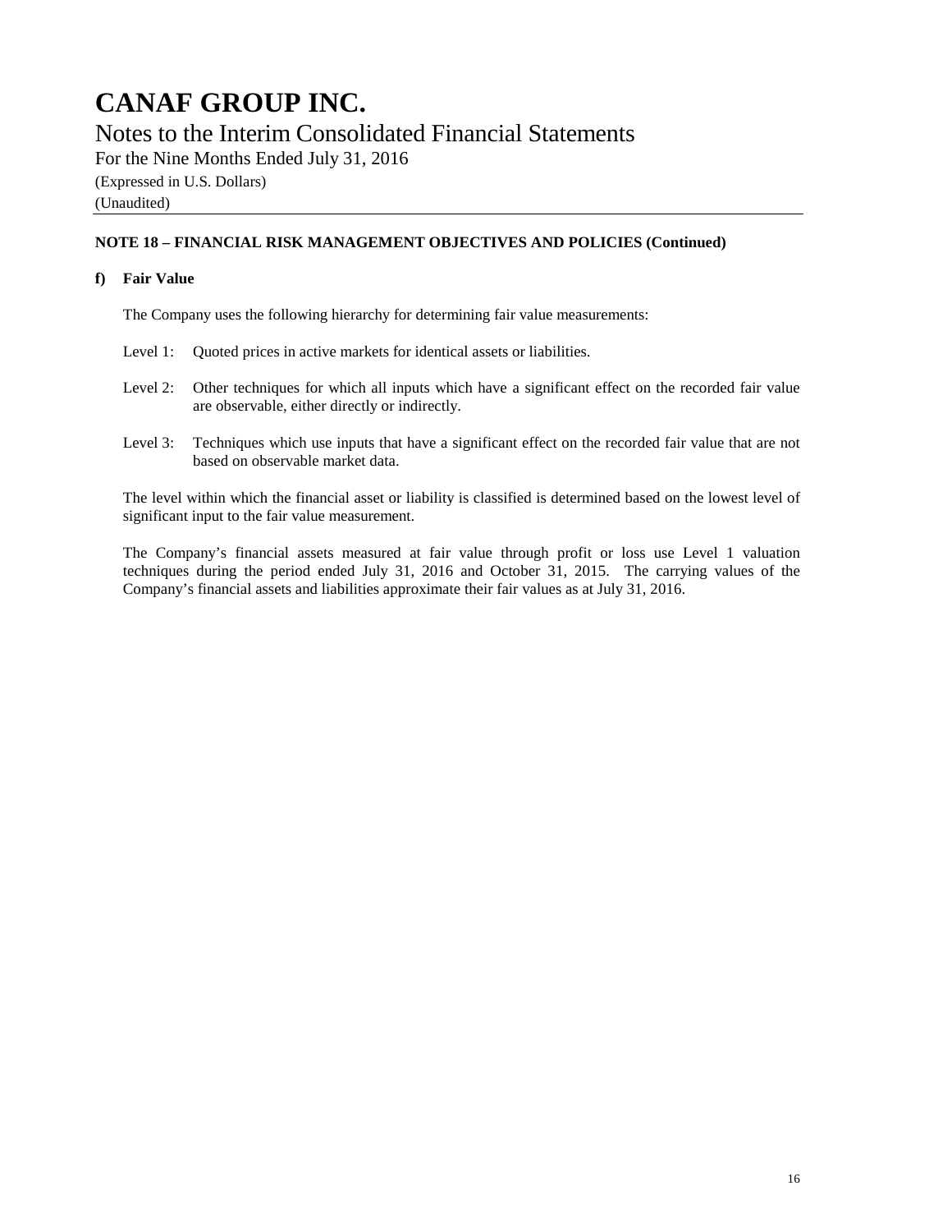# CANAF GROUP INC.

Notes to the Interim Consolidated Financial Statements

For the Nine Months Ended July 31, 2016

(Expressed in U.S. Dollars)

(Unaudited)

### NOTE 18 – FINANCIAL RISK MANAGEMENT OBJECTIVES AND POLICIES (Continued)

**f) Fair Value**

The Company uses the following hierarchy for determining fair value measurements:

Level 1: Quoted prices in active markets for identical assets or liabilities.

Level 2: Other techniques for which all inputs which have a significant effect on the recorded fair value are observable, either directly or indirectly.

Level 3: Techniques which use inputs that have a significant effect on the recorded fair value that are not based on observable market data.

The level within which the financial asset or liability is classified is determined based on the lowest level of significant input to the fair value measurement.

The Company's financial assets measured at fair value through profit or loss use Level 1 valuation techniques during the period ended July 31, 2016 and October 31, 2015. The carrying values of the Company's financial assets and liabilities approximate their fair values as at July 31, 2016.